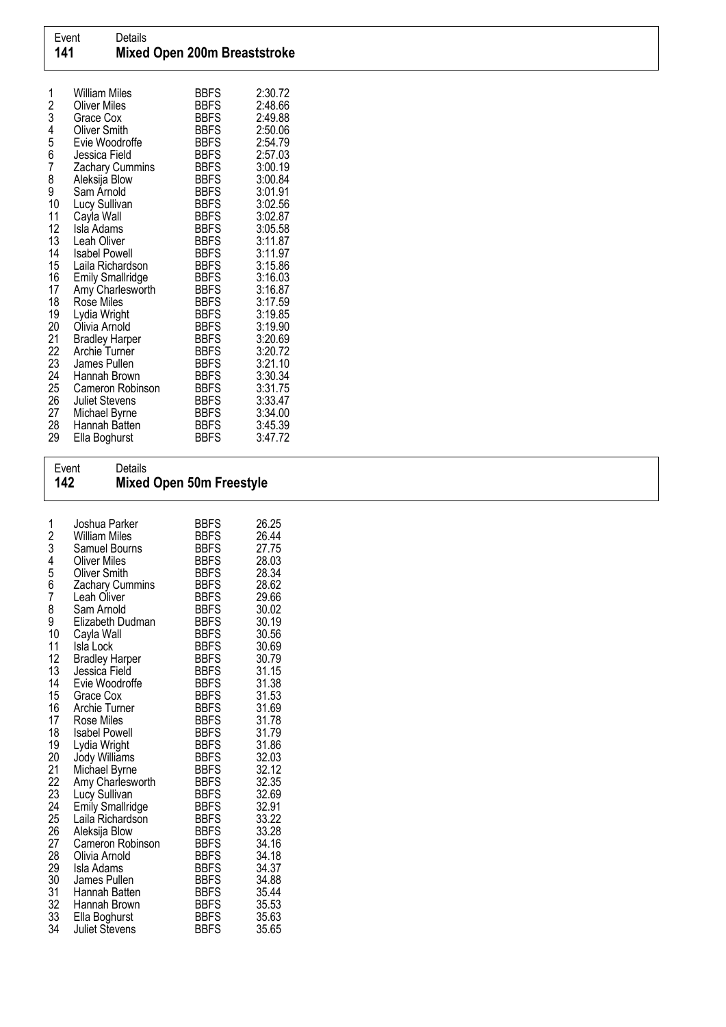| Event | Details |
|---|---|
| **141** | **Mixed Open 200m Breaststroke** |

| | | | |
|---|---|---|---|
| 1 | William Miles | BBFS | 2:30.72 |
| 2 | Oliver Miles | BBFS | 2:48.66 |
| 3 | Grace Cox | BBFS | 2:49.88 |
| 4 | Oliver Smith | BBFS | 2:50.06 |
| 5 | Evie Woodroffe | BBFS | 2:54.79 |
| 6 | Jessica Field | BBFS | 2:57.03 |
| 7 | Zachary Cummins | BBFS | 3:00.19 |
| 8 | Aleksija Blow | BBFS | 3:00.84 |
| 9 | Sam Arnold | BBFS | 3:01.91 |
| 10 | Lucy Sullivan | BBFS | 3:02.56 |
| 11 | Cayla Wall | BBFS | 3:02.87 |
| 12 | Isla Adams | BBFS | 3:05.58 |
| 13 | Leah Oliver | BBFS | 3:11.87 |
| 14 | Isabel Powell | BBFS | 3:11.97 |
| 15 | Laila Richardson | BBFS | 3:15.86 |
| 16 | Emily Smallridge | BBFS | 3:16.03 |
| 17 | Amy Charlesworth | BBFS | 3:16.87 |
| 18 | Rose Miles | BBFS | 3:17.59 |
| 19 | Lydia Wright | BBFS | 3:19.85 |
| 20 | Olivia Arnold | BBFS | 3:19.90 |
| 21 | Bradley Harper | BBFS | 3:20.69 |
| 22 | Archie Turner | BBFS | 3:20.72 |
| 23 | James Pullen | BBFS | 3:21.10 |
| 24 | Hannah Brown | BBFS | 3:30.34 |
| 25 | Cameron Robinson | BBFS | 3:31.75 |
| 26 | Juliet Stevens | BBFS | 3:33.47 |
| 27 | Michael Byrne | BBFS | 3:34.00 |
| 28 | Hannah Batten | BBFS | 3:45.39 |
| 29 | Ella Boghurst | BBFS | 3:47.72 |

| Event | Details |
|---|---|
| **142** | **Mixed Open 50m Freestyle** |

| | | | |
|---|---|---|---|
| 1 | Joshua Parker | BBFS | 26.25 |
| 2 | William Miles | BBFS | 26.44 |
| 3 | Samuel Bourns | BBFS | 27.75 |
| 4 | Oliver Miles | BBFS | 28.03 |
| 5 | Oliver Smith | BBFS | 28.34 |
| 6 | Zachary Cummins | BBFS | 28.62 |
| 7 | Leah Oliver | BBFS | 29.66 |
| 8 | Sam Arnold | BBFS | 30.02 |
| 9 | Elizabeth Dudman | BBFS | 30.19 |
| 10 | Cayla Wall | BBFS | 30.56 |
| 11 | Isla Lock | BBFS | 30.69 |
| 12 | Bradley Harper | BBFS | 30.79 |
| 13 | Jessica Field | BBFS | 31.15 |
| 14 | Evie Woodroffe | BBFS | 31.38 |
| 15 | Grace Cox | BBFS | 31.53 |
| 16 | Archie Turner | BBFS | 31.69 |
| 17 | Rose Miles | BBFS | 31.78 |
| 18 | Isabel Powell | BBFS | 31.79 |
| 19 | Lydia Wright | BBFS | 31.86 |
| 20 | Jody Williams | BBFS | 32.03 |
| 21 | Michael Byrne | BBFS | 32.12 |
| 22 | Amy Charlesworth | BBFS | 32.35 |
| 23 | Lucy Sullivan | BBFS | 32.69 |
| 24 | Emily Smallridge | BBFS | 32.91 |
| 25 | Laila Richardson | BBFS | 33.22 |
| 26 | Aleksija Blow | BBFS | 33.28 |
| 27 | Cameron Robinson | BBFS | 34.16 |
| 28 | Olivia Arnold | BBFS | 34.18 |
| 29 | Isla Adams | BBFS | 34.37 |
| 30 | James Pullen | BBFS | 34.88 |
| 31 | Hannah Batten | BBFS | 35.44 |
| 32 | Hannah Brown | BBFS | 35.53 |
| 33 | Ella Boghurst | BBFS | 35.63 |
| 34 | Juliet Stevens | BBFS | 35.65 |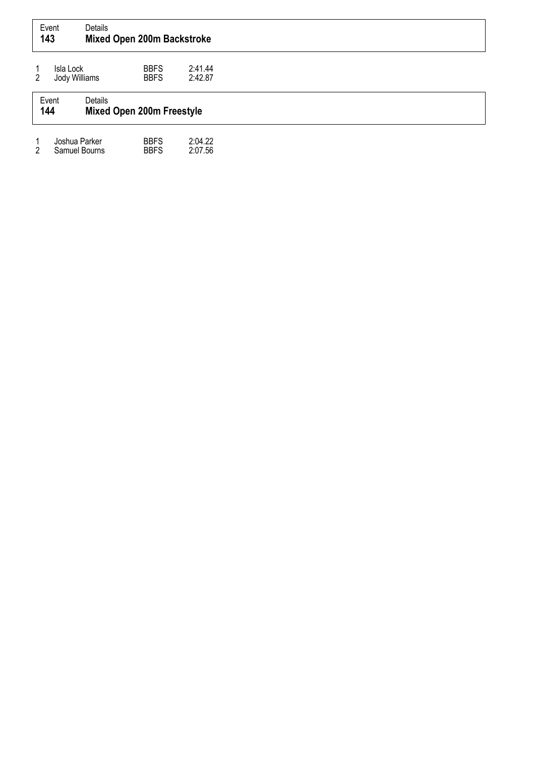| Event | Details |
| --- | --- |
| **143** | **Mixed Open 200m Backstroke** |

| | | | |
| --- | --- | --- | --- |
| 1 | Isla Lock | BBFS | 2:41.44 |
| 2 | Jody Williams | BBFS | 2:42.87 |

| Event | Details |
| --- | --- |
| **144** | **Mixed Open 200m Freestyle** |

| | | | |
| --- | --- | --- | --- |
| 1 | Joshua Parker | BBFS | 2:04.22 |
| 2 | Samuel Bourns | BBFS | 2:07.56 |